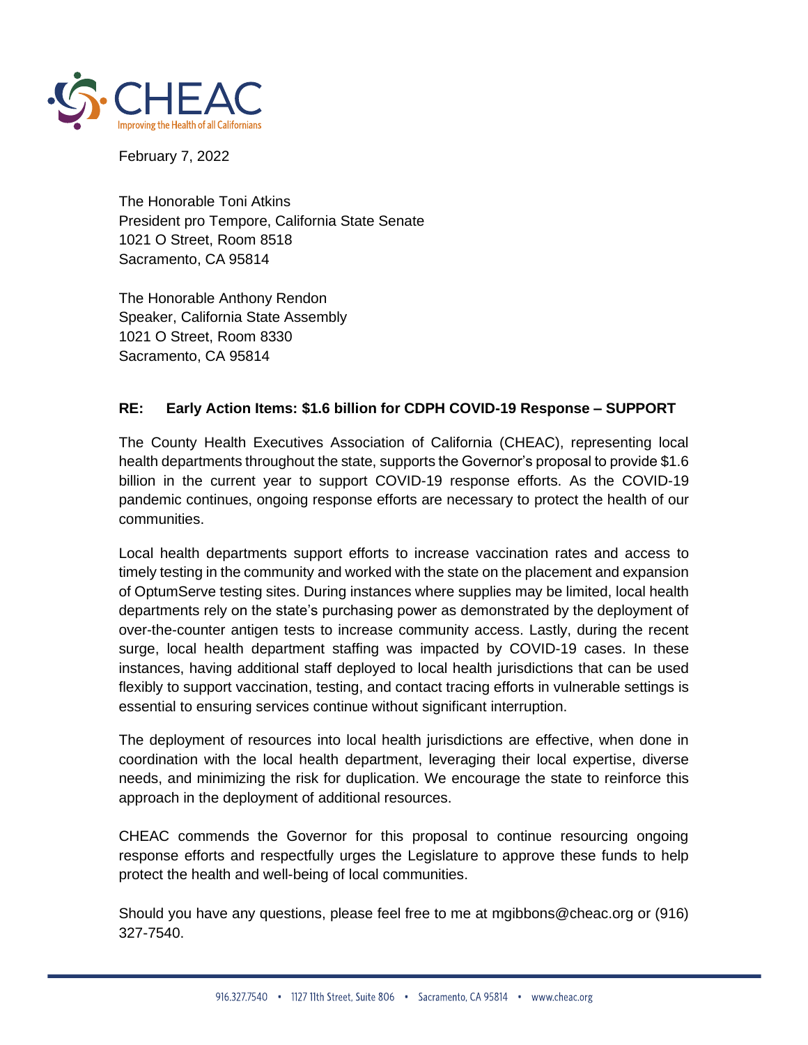CHEAC
Improving the Health of all Californians

February 7, 2022

The Honorable Toni Atkins
President pro Tempore, California State Senate
1021 O Street, Room 8518
Sacramento, CA 95814

The Honorable Anthony Rendon
Speaker, California State Assembly
1021 O Street, Room 8330
Sacramento, CA 95814

**RE: Early Action Items: $1.6 billion for CDPH COVID-19 Response – SUPPORT**

The County Health Executives Association of California (CHEAC), representing local health departments throughout the state, supports the Governor's proposal to provide $1.6 billion in the current year to support COVID-19 response efforts. As the COVID-19 pandemic continues, ongoing response efforts are necessary to protect the health of our communities.

Local health departments support efforts to increase vaccination rates and access to timely testing in the community and worked with the state on the placement and expansion of OptumServe testing sites. During instances where supplies may be limited, local health departments rely on the state's purchasing power as demonstrated by the deployment of over-the-counter antigen tests to increase community access. Lastly, during the recent surge, local health department staffing was impacted by COVID-19 cases. In these instances, having additional staff deployed to local health jurisdictions that can be used flexibly to support vaccination, testing, and contact tracing efforts in vulnerable settings is essential to ensuring services continue without significant interruption.

The deployment of resources into local health jurisdictions are effective, when done in coordination with the local health department, leveraging their local expertise, diverse needs, and minimizing the risk for duplication. We encourage the state to reinforce this approach in the deployment of additional resources.

CHEAC commends the Governor for this proposal to continue resourcing ongoing response efforts and respectfully urges the Legislature to approve these funds to help protect the health and well-being of local communities.

Should you have any questions, please feel free to me at mgibbons@cheac.org or (916) 327-7540.

916.327.7540 • 1127 11th Street, Suite 806 • Sacramento, CA 95814 • www.cheac.org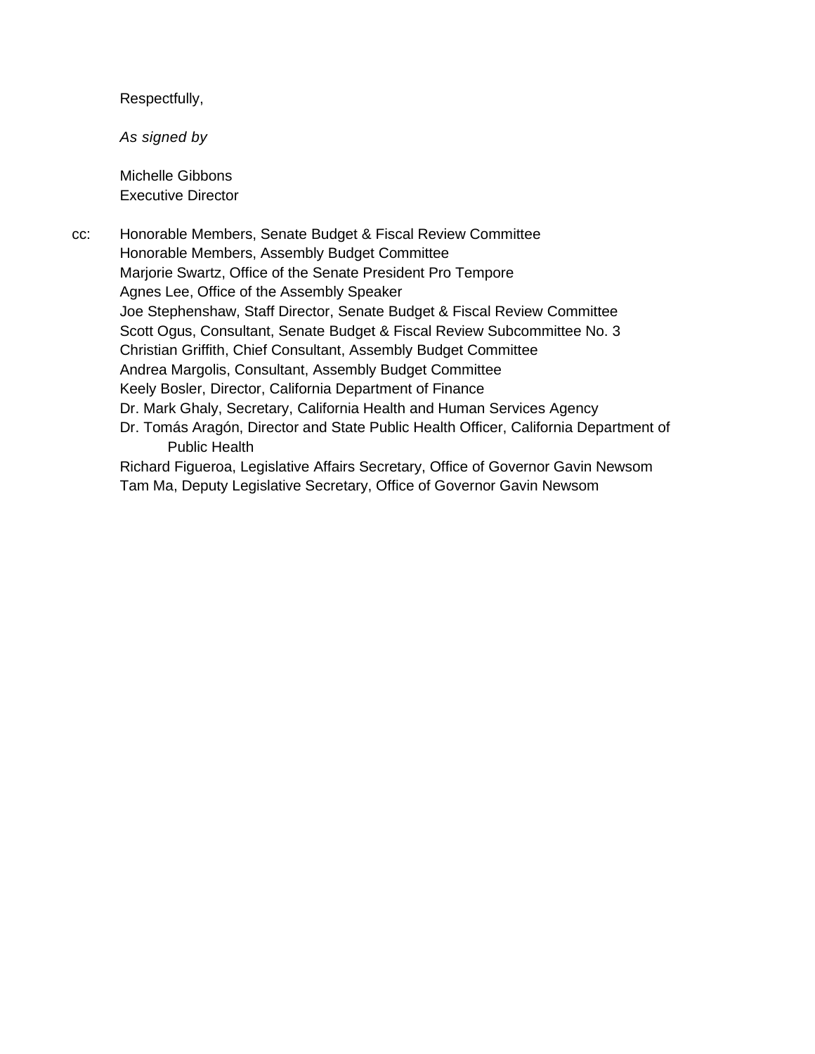Respectfully,

*As signed by*

Michelle Gibbons  
Executive Director

cc: Honorable Members, Senate Budget & Fiscal Review Committee  
Honorable Members, Assembly Budget Committee  
Marjorie Swartz, Office of the Senate President Pro Tempore  
Agnes Lee, Office of the Assembly Speaker  
Joe Stephenshaw, Staff Director, Senate Budget & Fiscal Review Committee  
Scott Ogus, Consultant, Senate Budget & Fiscal Review Subcommittee No. 3  
Christian Griffith, Chief Consultant, Assembly Budget Committee  
Andrea Margolis, Consultant, Assembly Budget Committee  
Keely Bosler, Director, California Department of Finance  
Dr. Mark Ghaly, Secretary, California Health and Human Services Agency  
Dr. Tomás Aragón, Director and State Public Health Officer, California Department of Public Health  
Richard Figueroa, Legislative Affairs Secretary, Office of Governor Gavin Newsom  
Tam Ma, Deputy Legislative Secretary, Office of Governor Gavin Newsom